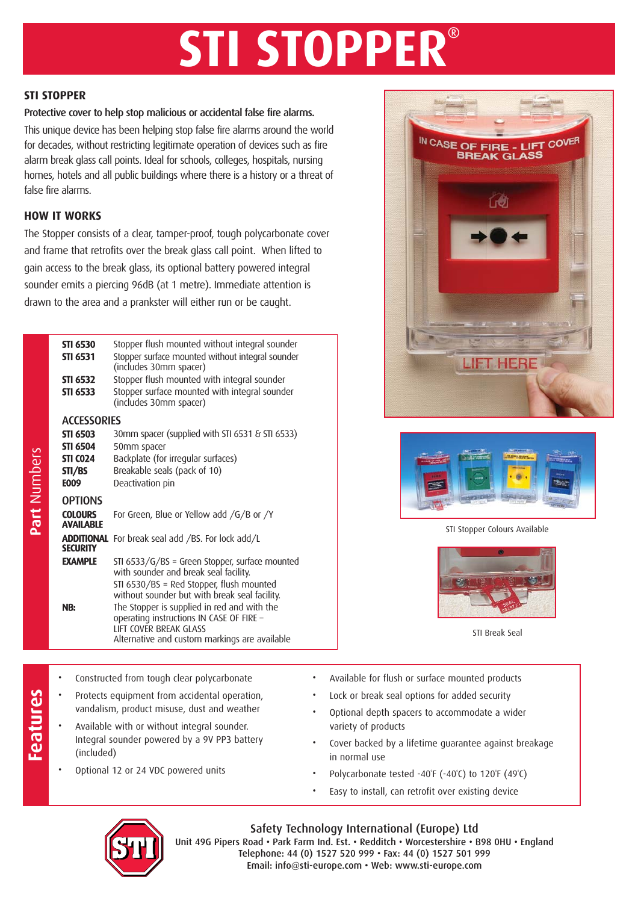# STI STOPPER®

## STI STOPPER

**Protective cover to help stop malicious or accidental false fire alarms.**

This unique device has been helping stop false fire alarms around the world for decades, without restricting legitimate operation of devices such as fire alarm break glass call points. Ideal for schools, colleges, hospitals, nursing homes, hotels and all public buildings where there is a history or a threat of false fire alarms.

## HOW IT WORKS

The Stopper consists of a clear, tamper-proof, tough polycarbonate cover and frame that retrofits over the break glass call point. When lifted to gain access to the break glass, its optional battery powered integral sounder emits a piercing 96dB (at 1 metre). Immediate attention is drawn to the area and a prankster will either run or be caught.

## Part Numbers

| | |
|---|---|
| **STI 6530** | Stopper flush mounted without integral sounder |
| **STI 6531** | Stopper surface mounted without integral sounder (includes 30mm spacer) |
| **STI 6532** | Stopper flush mounted with integral sounder |
| **STI 6533** | Stopper surface mounted with integral sounder (includes 30mm spacer) |

### ACCESSORIES

| | |
|---|---|
| **STI 6503** | 30mm spacer (supplied with STI 6531 & STI 6533) |
| **STI 6504** | 50mm spacer |
| **STI C024** | Backplate (for irregular surfaces) |
| **STI/BS** | Breakable seals (pack of 10) |
| **E009** | Deactivation pin |

### OPTIONS

| | |
|---|---|
| **COLOURS AVAILABLE** | For Green, Blue or Yellow add /G/B or /Y |
| **ADDITIONAL SECURITY** | For break seal add /BS. For lock add/L |
| **EXAMPLE** | STI 6533/G/BS = Green Stopper, surface mounted with sounder and break seal facility.<br>STI 6530/BS = Red Stopper, flush mounted without sounder but with break seal facility. |
| **NB:** | The Stopper is supplied in red and with the operating instructions IN CASE OF FIRE – LIFT COVER BREAK GLASS<br>Alternative and custom markings are available |

STI Stopper Colours Available

STI Break Seal

## Features

- Constructed from tough clear polycarbonate
- Protects equipment from accidental operation, vandalism, product misuse, dust and weather
- Available with or without integral sounder. Integral sounder powered by a 9V PP3 battery (included)
- Optional 12 or 24 VDC powered units
- Available for flush or surface mounted products
- Lock or break seal options for added security
- Optional depth spacers to accommodate a wider variety of products
- Cover backed by a lifetime guarantee against breakage in normal use
- Polycarbonate tested -40°F (-40°C) to 120°F (49°C)
- Easy to install, can retrofit over existing device

**Safety Technology International (Europe) Ltd**
Unit 49G Pipers Road • Park Farm Ind. Est. • Redditch • Worcestershire • B98 0HU • England
Telephone: 44 (0) 1527 520 999 • Fax: 44 (0) 1527 501 999
Email: info@sti-europe.com • Web: www.sti-europe.com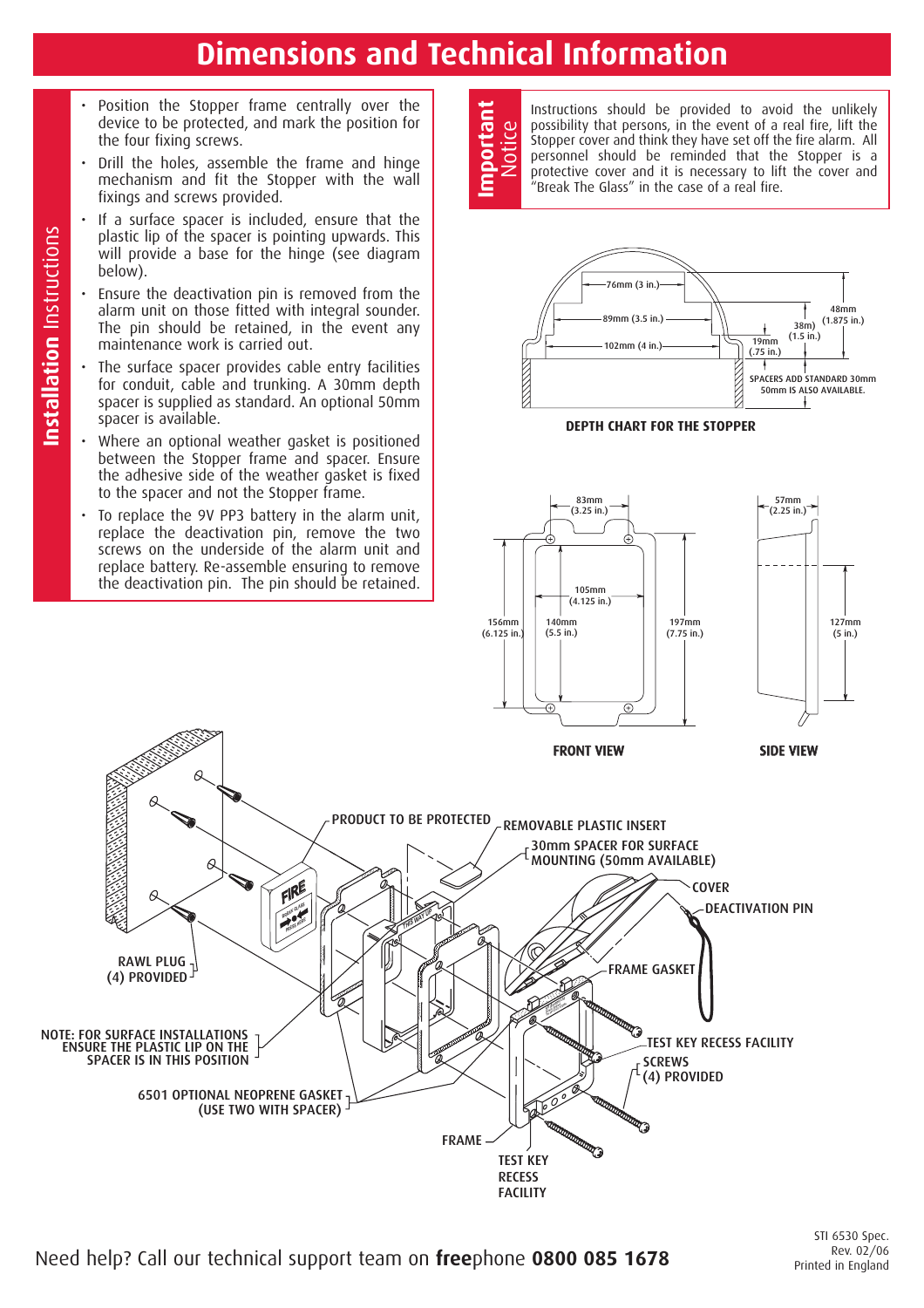# Dimensions and Technical Information

## Installation Instructions

- Position the Stopper frame centrally over the device to be protected, and mark the position for the four fixing screws.
- Drill the holes, assemble the frame and hinge mechanism and fit the Stopper with the wall fixings and screws provided.
- If a surface spacer is included, ensure that the plastic lip of the spacer is pointing upwards. This will provide a base for the hinge (see diagram below).
- Ensure the deactivation pin is removed from the alarm unit on those fitted with integral sounder. The pin should be retained, in the event any maintenance work is carried out.
- The surface spacer provides cable entry facilities for conduit, cable and trunking. A 30mm depth spacer is supplied as standard. An optional 50mm spacer is available.
- Where an optional weather gasket is positioned between the Stopper frame and spacer. Ensure the adhesive side of the weather gasket is fixed to the spacer and not the Stopper frame.
- To replace the 9V PP3 battery in the alarm unit, replace the deactivation pin, remove the two screws on the underside of the alarm unit and replace battery. Re-assemble ensuring to remove the deactivation pin. The pin should be retained.

## Important Notice

Instructions should be provided to avoid the unlikely possibility that persons, in the event of a real fire, lift the Stopper cover and think they have set off the fire alarm. All personnel should be reminded that the Stopper is a protective cover and it is necessary to lift the cover and "Break The Glass" in the case of a real fire.

76mm (3 in.)
89mm (3.5 in.)
102mm (4 in.)
48mm (1.875 in.)
38m) (1.5 in.)
19mm (.75 in.)
SPACERS ADD STANDARD 30mm 50mm IS ALSO AVAILABLE.

**DEPTH CHART FOR THE STOPPER**

83mm (3.25 in.)
105mm (4.125 in.)
156mm (6.125 in.)
140mm (5.5 in.)
197mm (7.75 in.)
57mm (2.25 in.)
127mm (5 in.)

**FRONT VIEW**

**SIDE VIEW**

PRODUCT TO BE PROTECTED
REMOVABLE PLASTIC INSERT
30mm SPACER FOR SURFACE MOUNTING (50mm AVAILABLE)
COVER
DEACTIVATION PIN
FRAME GASKET
RAWL PLUG (4) PROVIDED
TEST KEY RECESS FACILITY
NOTE: FOR SURFACE INSTALLATIONS ENSURE THE PLASTIC LIP ON THE SPACER IS IN THIS POSITION
SCREWS (4) PROVIDED
6501 OPTIONAL NEOPRENE GASKET (USE TWO WITH SPACER)
FRAME
TEST KEY RECESS FACILITY

Need help? Call our technical support team on **free**phone **0800 085 1678**

STI 6530 Spec.
Rev. 02/06
Printed in England